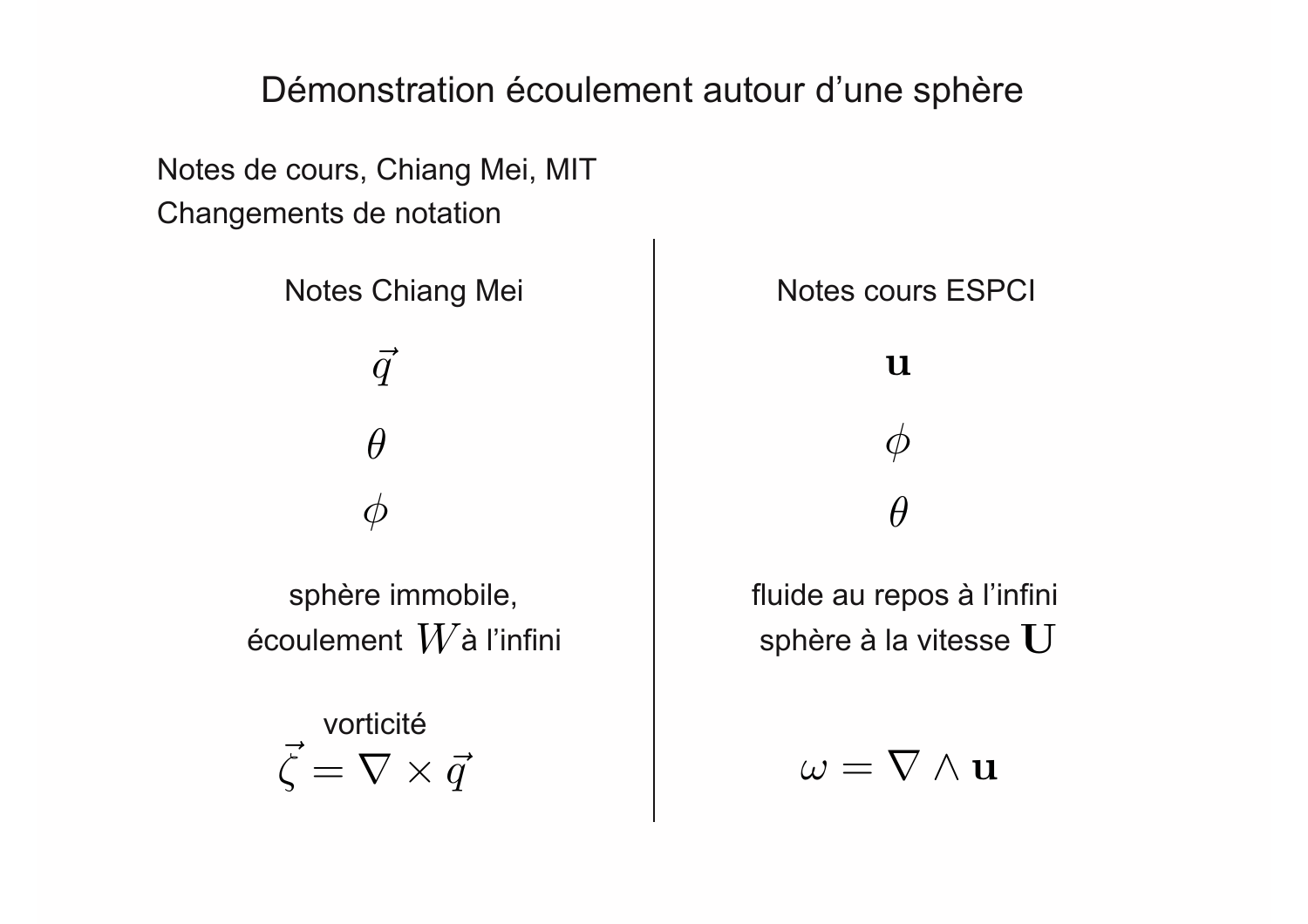# Démonstration écoulement autour d'une sphère

Notes de cours, Chiang Mei, MIT

Changements de notation

| Notes Chiang Mei | Notes cours ESPCI |
|---|---|
| $\vec{q}$ | $\mathbf{u}$ |
| $\theta$ | $\phi$ |
| $\phi$ | $\theta$ |
| sphère immobile, écoulement $W$ à l'infini | fluide au repos à l'infini sphère à la vitesse $\mathbf{U}$ |
| vorticité $\vec{\zeta} = \nabla \times \vec{q}$ | $\omega = \nabla \wedge \mathbf{u}$ |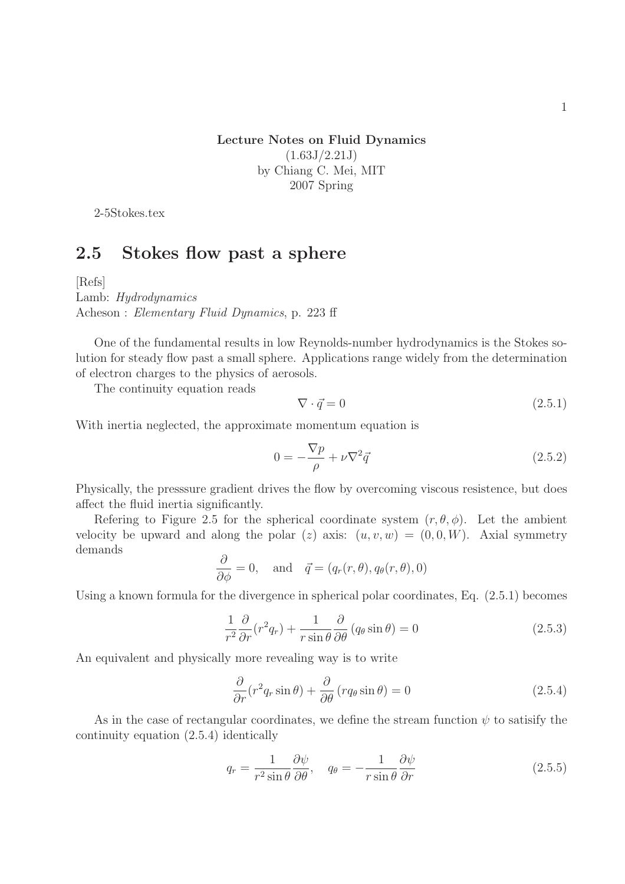**Lecture Notes on Fluid Dynamics**
(1.63J/2.21J)
by Chiang C. Mei, MIT
2007 Spring

2-5Stokes.tex

## 2.5 Stokes flow past a sphere

[Refs]
Lamb: *Hydrodynamics*
Acheson : *Elementary Fluid Dynamics*, p. 223 ff

One of the fundamental results in low Reynolds-number hydrodynamics is the Stokes solution for steady flow past a small sphere. Applications range widely from the determination of electron charges to the physics of aerosols.

The continuity equation reads

$$\nabla \cdot \vec{q} = 0 \tag{2.5.1}$$

With inertia neglected, the approximate momentum equation is

$$0 = -\frac{\nabla p}{\rho} + \nu \nabla^2 \vec{q} \tag{2.5.2}$$

Physically, the presssure gradient drives the flow by overcoming viscous resistence, but does affect the fluid inertia significantly.

Refering to Figure 2.5 for the spherical coordinate system $(r, \theta, \phi)$. Let the ambient velocity be upward and along the polar $(z)$ axis: $(u, v, w) = (0, 0, W)$. Axial symmetry demands

$$\frac{\partial}{\partial \phi} = 0, \quad \text{and} \quad \vec{q} = (q_r(r, \theta), q_\theta(r, \theta), 0)$$

Using a known formula for the divergence in spherical polar coordinates, Eq. (2.5.1) becomes

$$\frac{1}{r^2}\frac{\partial}{\partial r}(r^2 q_r) + \frac{1}{r \sin\theta}\frac{\partial}{\partial \theta}(q_\theta \sin\theta) = 0 \tag{2.5.3}$$

An equivalent and physically more revealing way is to write

$$\frac{\partial}{\partial r}(r^2 q_r \sin\theta) + \frac{\partial}{\partial \theta}(r q_\theta \sin\theta) = 0 \tag{2.5.4}$$

As in the case of rectangular coordinates, we define the stream function $\psi$ to satisify the continuity equation (2.5.4) identically

$$q_r = \frac{1}{r^2 \sin\theta}\frac{\partial \psi}{\partial \theta}, \quad q_\theta = -\frac{1}{r \sin\theta}\frac{\partial \psi}{\partial r} \tag{2.5.5}$$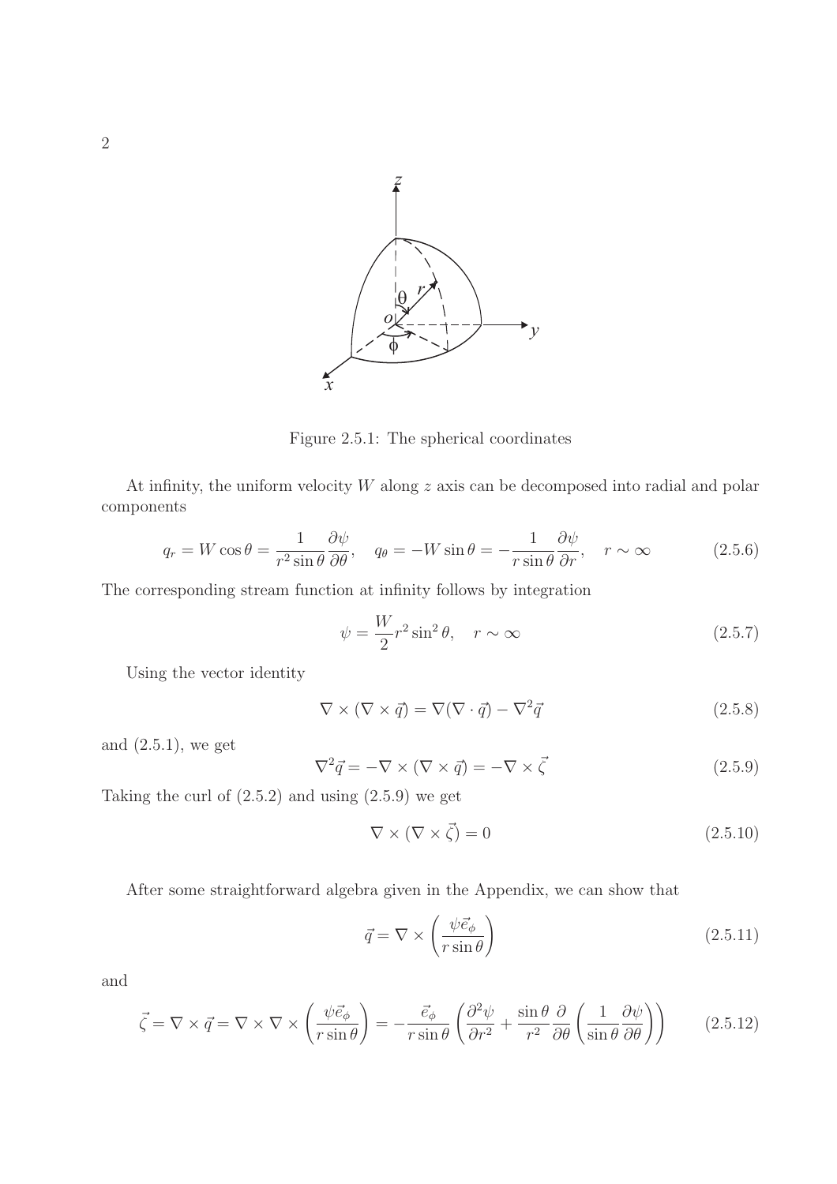Figure 2.5.1: The spherical coordinates

At infinity, the uniform velocity $W$ along $z$ axis can be decomposed into radial and polar components

$$q_r = W\cos\theta = \frac{1}{r^2\sin\theta}\frac{\partial\psi}{\partial\theta}, \quad q_\theta = -W\sin\theta = -\frac{1}{r\sin\theta}\frac{\partial\psi}{\partial r}, \quad r \sim \infty \tag{2.5.6}$$

The corresponding stream function at infinity follows by integration

$$\psi = \frac{W}{2}r^2\sin^2\theta, \quad r \sim \infty \tag{2.5.7}$$

Using the vector identity

$$\nabla\times(\nabla\times\vec{q}) = \nabla(\nabla\cdot\vec{q}) - \nabla^2\vec{q} \tag{2.5.8}$$

and (2.5.1), we get

$$\nabla^2\vec{q} = -\nabla\times(\nabla\times\vec{q}) = -\nabla\times\vec{\zeta} \tag{2.5.9}$$

Taking the curl of (2.5.2) and using (2.5.9) we get

$$\nabla\times(\nabla\times\vec{\zeta}) = 0 \tag{2.5.10}$$

After some straightforward algebra given in the Appendix, we can show that

$$\vec{q} = \nabla\times\left(\frac{\psi\vec{e}_\phi}{r\sin\theta}\right) \tag{2.5.11}$$

and

$$\vec{\zeta} = \nabla\times\vec{q} = \nabla\times\nabla\times\left(\frac{\psi\vec{e}_\phi}{r\sin\theta}\right) = -\frac{\vec{e}_\phi}{r\sin\theta}\left(\frac{\partial^2\psi}{\partial r^2} + \frac{\sin\theta}{r^2}\frac{\partial}{\partial\theta}\left(\frac{1}{\sin\theta}\frac{\partial\psi}{\partial\theta}\right)\right) \tag{2.5.12}$$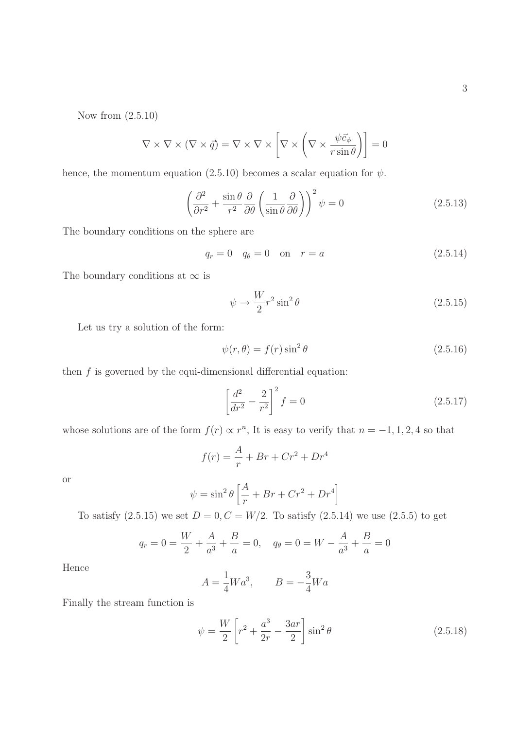Now from (2.5.10)

$$\nabla \times \nabla \times (\nabla \times \vec{q}) = \nabla \times \nabla \times \left[ \nabla \times \left( \nabla \times \frac{\psi \vec{e}_\phi}{r \sin\theta} \right) \right] = 0$$

hence, the momentum equation (2.5.10) becomes a scalar equation for $\psi$.

$$\left( \frac{\partial^2}{\partial r^2} + \frac{\sin\theta}{r^2} \frac{\partial}{\partial \theta} \left( \frac{1}{\sin\theta} \frac{\partial}{\partial \theta} \right) \right)^2 \psi = 0 \tag{2.5.13}$$

The boundary conditions on the sphere are

$$q_r = 0 \quad q_\theta = 0 \quad \text{on} \quad r = a \tag{2.5.14}$$

The boundary conditions at $\infty$ is

$$\psi \to \frac{W}{2} r^2 \sin^2\theta \tag{2.5.15}$$

Let us try a solution of the form:

$$\psi(r, \theta) = f(r) \sin^2\theta \tag{2.5.16}$$

then $f$ is governed by the equi-dimensional differential equation:

$$\left[ \frac{d^2}{dr^2} - \frac{2}{r^2} \right]^2 f = 0 \tag{2.5.17}$$

whose solutions are of the form $f(r) \propto r^n$, It is easy to verify that $n = -1, 1, 2, 4$ so that

$$f(r) = \frac{A}{r} + Br + Cr^2 + Dr^4$$

or

$$\psi = \sin^2\theta \left[ \frac{A}{r} + Br + Cr^2 + Dr^4 \right]$$

To satisfy (2.5.15) we set $D = 0, C = W/2$. To satisfy (2.5.14) we use (2.5.5) to get

$$q_r = 0 = \frac{W}{2} + \frac{A}{a^3} + \frac{B}{a} = 0, \quad q_\theta = 0 = W - \frac{A}{a^3} + \frac{B}{a} = 0$$

Hence

$$A = \frac{1}{4} W a^3, \qquad B = -\frac{3}{4} W a$$

Finally the stream function is

$$\psi = \frac{W}{2} \left[ r^2 + \frac{a^3}{2r} - \frac{3ar}{2} \right] \sin^2\theta \tag{2.5.18}$$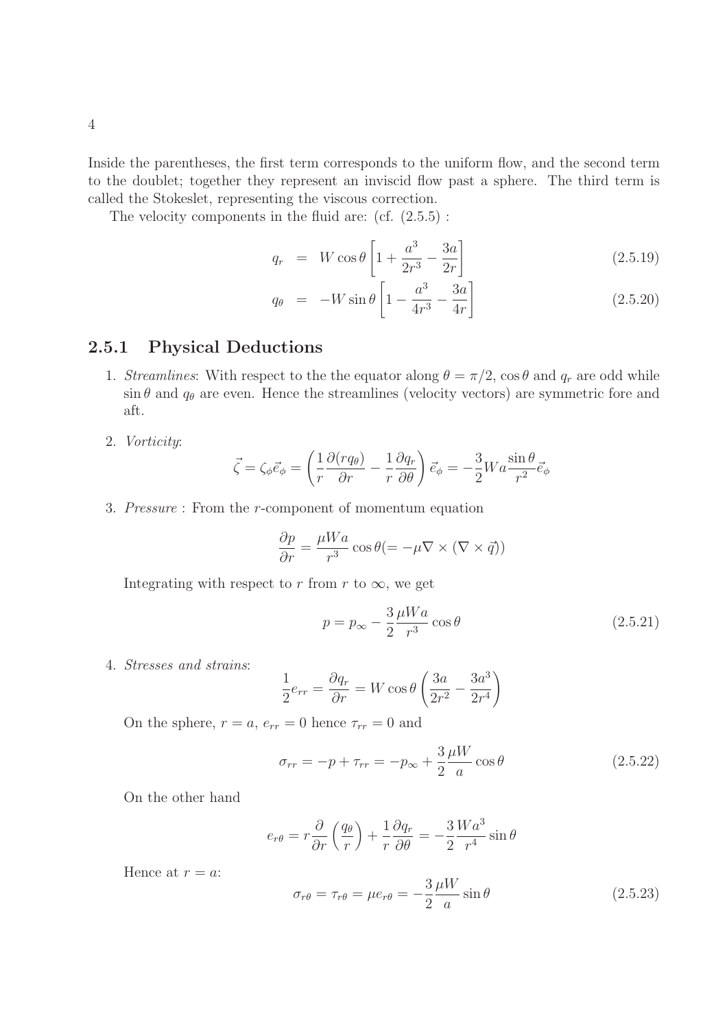Inside the parentheses, the first term corresponds to the uniform flow, and the second term to the doublet; together they represent an inviscid flow past a sphere. The third term is called the Stokeslet, representing the viscous correction.

The velocity components in the fluid are: (cf. (2.5.5) :

$$
\begin{aligned}
q_r &= W\cos\theta\left[1+\frac{a^3}{2r^3}-\frac{3a}{2r}\right] &(2.5.19)\\
q_\theta &= -W\sin\theta\left[1-\frac{a^3}{4r^3}-\frac{3a}{4r}\right] &(2.5.20)
\end{aligned}
$$

### 2.5.1 Physical Deductions

1. *Streamlines*: With respect to the the equator along $\theta=\pi/2$, $\cos\theta$ and $q_r$ are odd while $\sin\theta$ and $q_\theta$ are even. Hence the streamlines (velocity vectors) are symmetric fore and aft.

2. *Vorticity*:

$$\vec{\zeta}=\zeta_\phi\vec{e}_\phi=\left(\frac{1}{r}\frac{\partial(rq_\theta)}{\partial r}-\frac{1}{r}\frac{\partial q_r}{\partial\theta}\right)\vec{e}_\phi=-\frac{3}{2}Wa\frac{\sin\theta}{r^2}\vec{e}_\phi$$

3. *Pressure* : From the $r$-component of momentum equation

$$\frac{\partial p}{\partial r}=\frac{\mu Wa}{r^3}\cos\theta(=-\mu\nabla\times(\nabla\times\vec{q}))$$

Integrating with respect to $r$ from $r$ to $\infty$, we get

$$p=p_\infty-\frac{3}{2}\frac{\mu Wa}{r^3}\cos\theta \qquad (2.5.21)$$

4. *Stresses and strains*:

$$\frac{1}{2}e_{rr}=\frac{\partial q_r}{\partial r}=W\cos\theta\left(\frac{3a}{2r^2}-\frac{3a^3}{2r^4}\right)$$

On the sphere, $r=a$, $e_{rr}=0$ hence $\tau_{rr}=0$ and

$$\sigma_{rr}=-p+\tau_{rr}=-p_\infty+\frac{3}{2}\frac{\mu W}{a}\cos\theta \qquad (2.5.22)$$

On the other hand

$$e_{r\theta}=r\frac{\partial}{\partial r}\left(\frac{q_\theta}{r}\right)+\frac{1}{r}\frac{\partial q_r}{\partial\theta}=-\frac{3}{2}\frac{Wa^3}{r^4}\sin\theta$$

Hence at $r=a$:

$$\sigma_{r\theta}=\tau_{r\theta}=\mu e_{r\theta}=-\frac{3}{2}\frac{\mu W}{a}\sin\theta \qquad (2.5.23)$$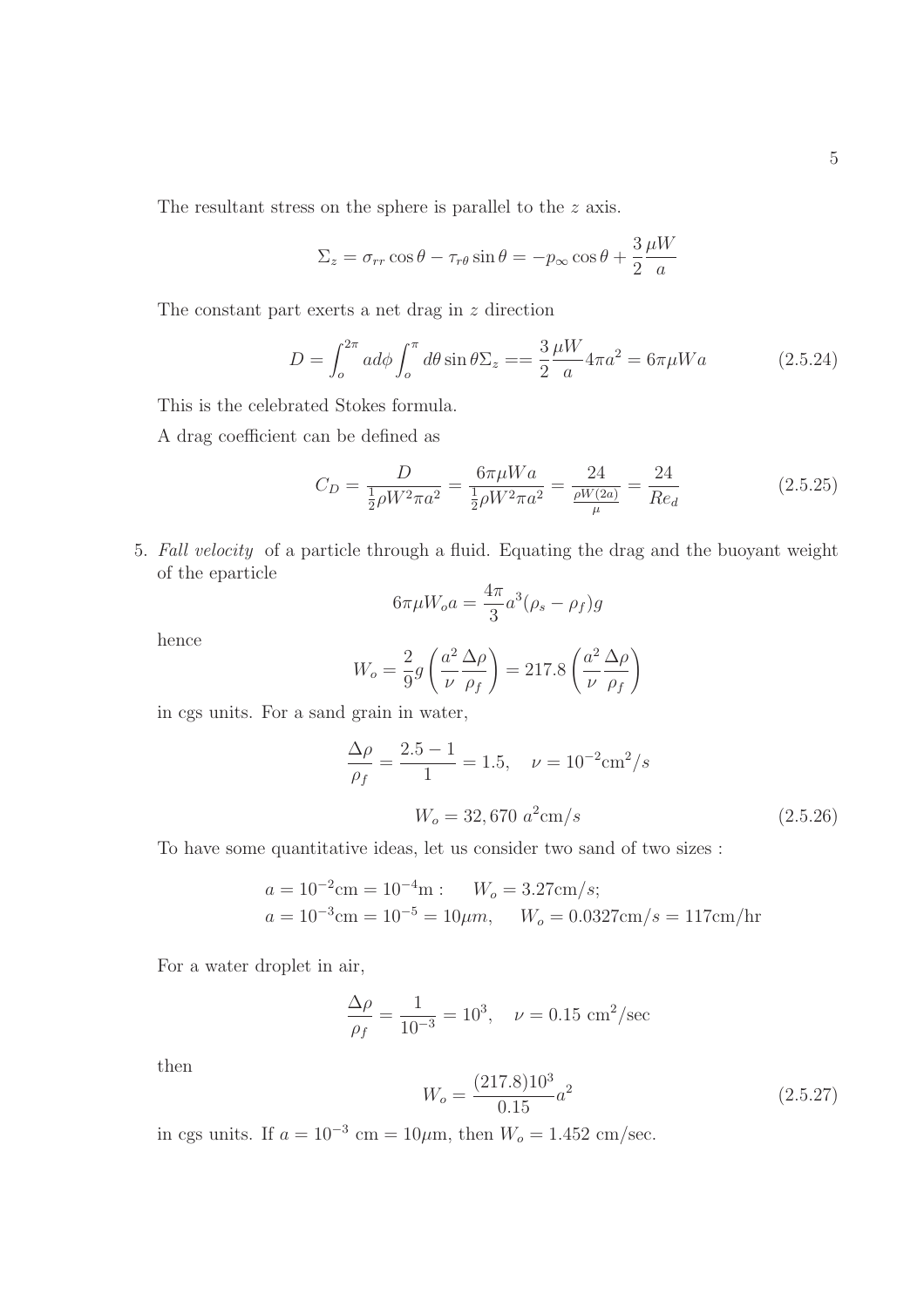The resultant stress on the sphere is parallel to the $z$ axis.

$$\Sigma_z = \sigma_{rr}\cos\theta - \tau_{r\theta}\sin\theta = -p_\infty \cos\theta + \frac{3}{2}\frac{\mu W}{a}$$

The constant part exerts a net drag in $z$ direction

$$D = \int_o^{2\pi} a d\phi \int_o^{\pi} d\theta \sin\theta \Sigma_z == \frac{3}{2}\frac{\mu W}{a} 4\pi a^2 = 6\pi\mu W a \tag{2.5.24}$$

This is the celebrated Stokes formula.

A drag coefficient can be defined as

$$C_D = \frac{D}{\frac{1}{2}\rho W^2 \pi a^2} = \frac{6\pi\mu W a}{\frac{1}{2}\rho W^2 \pi a^2} = \frac{24}{\frac{\rho W(2a)}{\mu}} = \frac{24}{Re_d} \tag{2.5.25}$$

5. *Fall velocity* of a particle through a fluid. Equating the drag and the buoyant weight of the eparticle

$$6\pi\mu W_o a = \frac{4\pi}{3}a^3(\rho_s - \rho_f)g$$

hence

$$W_o = \frac{2}{9}g\left(\frac{a^2}{\nu}\frac{\Delta\rho}{\rho_f}\right) = 217.8\left(\frac{a^2}{\nu}\frac{\Delta\rho}{\rho_f}\right)$$

in cgs units. For a sand grain in water,

$$\frac{\Delta\rho}{\rho_f} = \frac{2.5-1}{1} = 1.5, \quad \nu = 10^{-2}\text{cm}^2/s$$

$$W_o = 32,670 \; a^2 \text{cm}/s \tag{2.5.26}$$

To have some quantitative ideas, let us consider two sand of two sizes :

$$a = 10^{-2}\text{cm} = 10^{-4}\text{m} : \quad W_o = 3.27\text{cm}/s;$$
$$a = 10^{-3}\text{cm} = 10^{-5} = 10\mu m, \quad W_o = 0.0327\text{cm}/s = 117\text{cm/hr}$$

For a water droplet in air,

$$\frac{\Delta\rho}{\rho_f} = \frac{1}{10^{-3}} = 10^3, \quad \nu = 0.15 \text{ cm}^2/\text{sec}$$

then

$$W_o = \frac{(217.8)10^3}{0.15}a^2 \tag{2.5.27}$$

in cgs units. If $a = 10^{-3}$ cm $= 10\mu$m, then $W_o = 1.452$ cm/sec.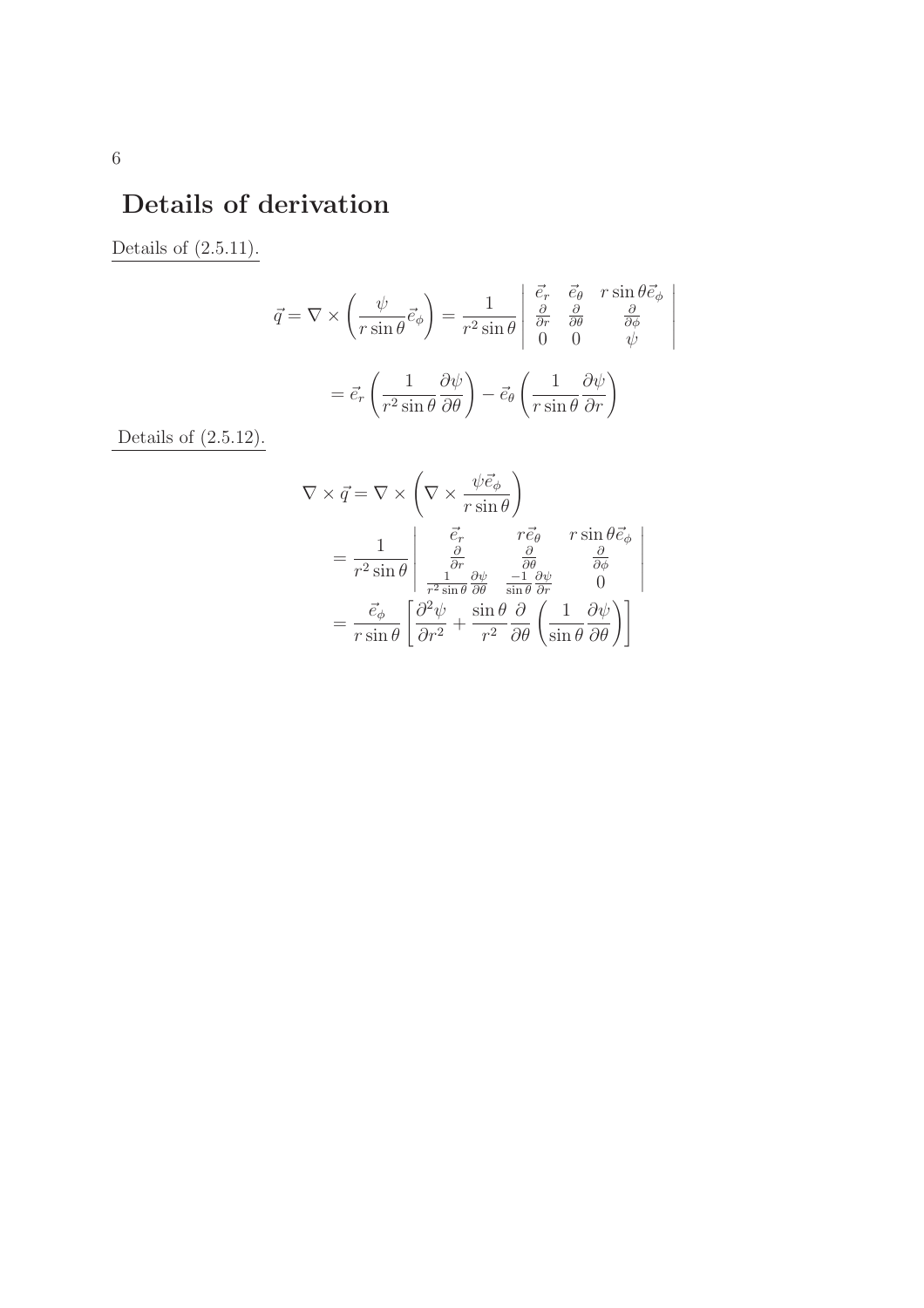# Details of derivation

Details of (2.5.11).

$$\vec{q} = \nabla \times \left( \frac{\psi}{r \sin\theta} \vec{e}_\phi \right) = \frac{1}{r^2 \sin\theta} \begin{vmatrix} \vec{e}_r & \vec{e}_\theta & r\sin\theta \vec{e}_\phi \\ \frac{\partial}{\partial r} & \frac{\partial}{\partial \theta} & \frac{\partial}{\partial \phi} \\ 0 & 0 & \psi \end{vmatrix}$$

$$= \vec{e}_r \left( \frac{1}{r^2 \sin\theta} \frac{\partial \psi}{\partial \theta} \right) - \vec{e}_\theta \left( \frac{1}{r \sin\theta} \frac{\partial \psi}{\partial r} \right)$$

Details of (2.5.12).

$$\begin{aligned}
\nabla \times \vec{q} &= \nabla \times \left( \nabla \times \frac{\psi \vec{e}_\phi}{r \sin\theta} \right) \\
&= \frac{1}{r^2 \sin\theta} \begin{vmatrix} \vec{e}_r & r\vec{e}_\theta & r\sin\theta \vec{e}_\phi \\ \frac{\partial}{\partial r} & \frac{\partial}{\partial \theta} & \frac{\partial}{\partial \phi} \\ \frac{1}{r^2 \sin\theta} \frac{\partial \psi}{\partial \theta} & \frac{-1}{\sin\theta} \frac{\partial \psi}{\partial r} & 0 \end{vmatrix} \\
&= \frac{\vec{e}_\phi}{r \sin\theta} \left[ \frac{\partial^2 \psi}{\partial r^2} + \frac{\sin\theta}{r^2} \frac{\partial}{\partial \theta} \left( \frac{1}{\sin\theta} \frac{\partial \psi}{\partial \theta} \right) \right]
\end{aligned}$$